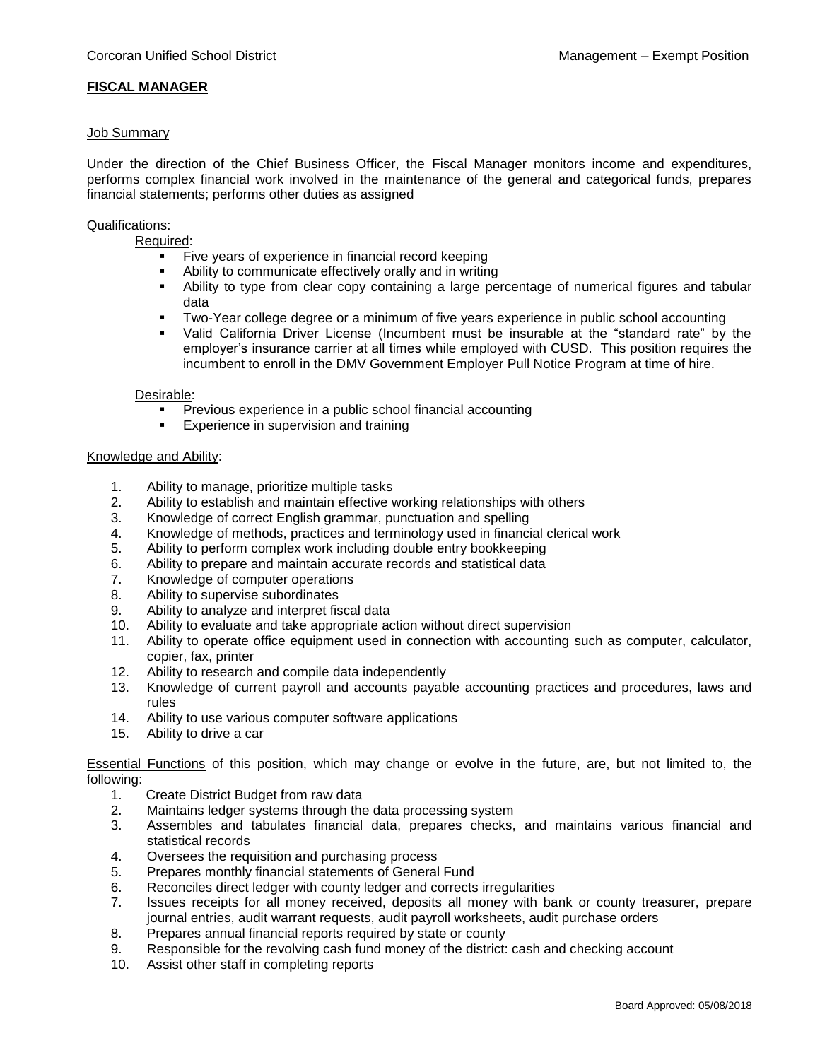Corcoran Unified School District — Management – Exempt Position

# FISCAL MANAGER

## Job Summary

Under the direction of the Chief Business Officer, the Fiscal Manager monitors income and expenditures, performs complex financial work involved in the maintenance of the general and categorical funds, prepares financial statements; performs other duties as assigned

## Qualifications:

### Required:

- Five years of experience in financial record keeping
- Ability to communicate effectively orally and in writing
- Ability to type from clear copy containing a large percentage of numerical figures and tabular data
- Two-Year college degree or a minimum of five years experience in public school accounting
- Valid California Driver License (Incumbent must be insurable at the "standard rate" by the employer's insurance carrier at all times while employed with CUSD. This position requires the incumbent to enroll in the DMV Government Employer Pull Notice Program at time of hire.

### Desirable:

- Previous experience in a public school financial accounting
- Experience in supervision and training

## Knowledge and Ability:

1. Ability to manage, prioritize multiple tasks
2. Ability to establish and maintain effective working relationships with others
3. Knowledge of correct English grammar, punctuation and spelling
4. Knowledge of methods, practices and terminology used in financial clerical work
5. Ability to perform complex work including double entry bookkeeping
6. Ability to prepare and maintain accurate records and statistical data
7. Knowledge of computer operations
8. Ability to supervise subordinates
9. Ability to analyze and interpret fiscal data
10. Ability to evaluate and take appropriate action without direct supervision
11. Ability to operate office equipment used in connection with accounting such as computer, calculator, copier, fax, printer
12. Ability to research and compile data independently
13. Knowledge of current payroll and accounts payable accounting practices and procedures, laws and rules
14. Ability to use various computer software applications
15. Ability to drive a car

Essential Functions of this position, which may change or evolve in the future, are, but not limited to, the following:

1. Create District Budget from raw data
2. Maintains ledger systems through the data processing system
3. Assembles and tabulates financial data, prepares checks, and maintains various financial and statistical records
4. Oversees the requisition and purchasing process
5. Prepares monthly financial statements of General Fund
6. Reconciles direct ledger with county ledger and corrects irregularities
7. Issues receipts for all money received, deposits all money with bank or county treasurer, prepare journal entries, audit warrant requests, audit payroll worksheets, audit purchase orders
8. Prepares annual financial reports required by state or county
9. Responsible for the revolving cash fund money of the district: cash and checking account
10. Assist other staff in completing reports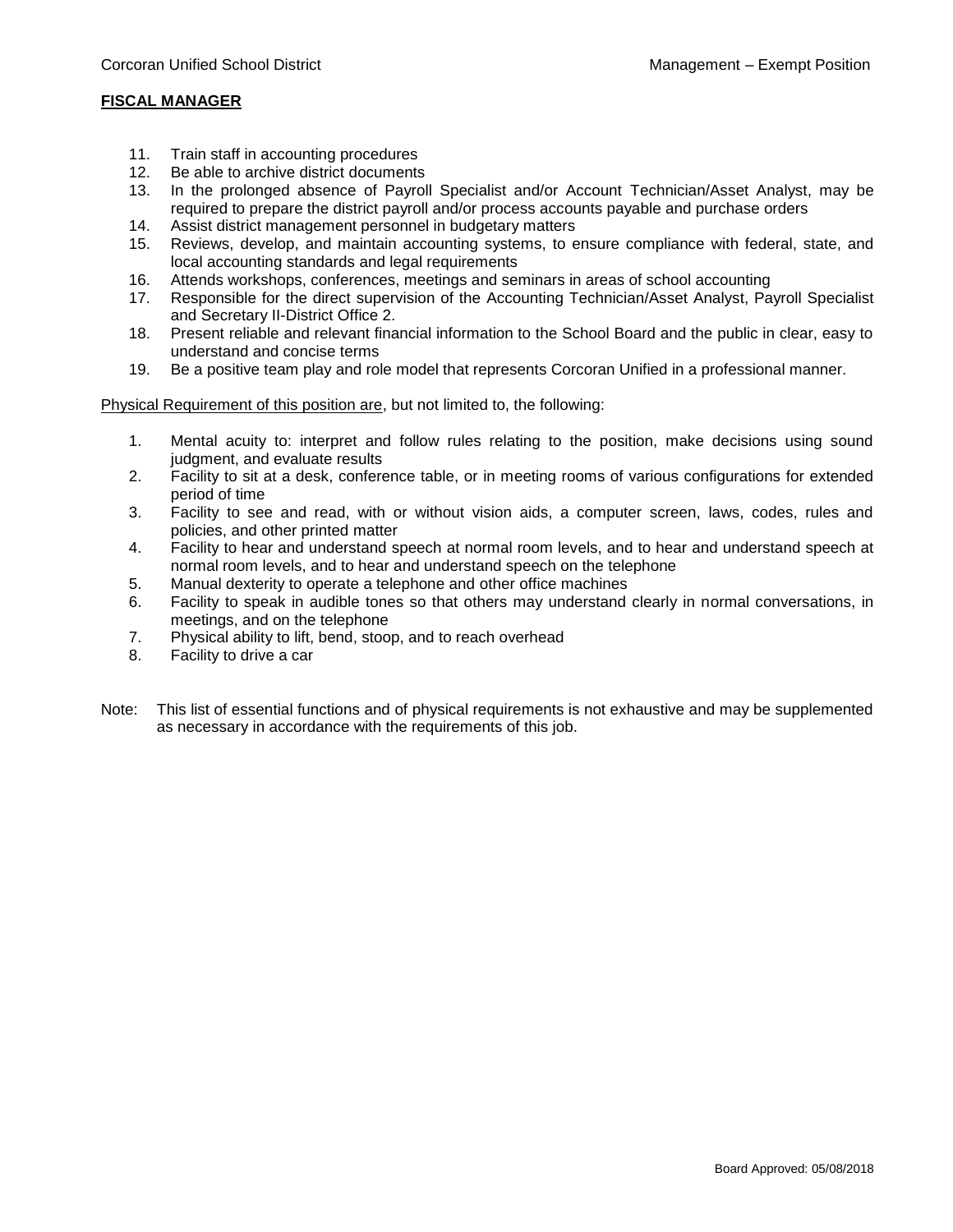**FISCAL MANAGER**

11. Train staff in accounting procedures
12. Be able to archive district documents
13. In the prolonged absence of Payroll Specialist and/or Account Technician/Asset Analyst, may be required to prepare the district payroll and/or process accounts payable and purchase orders
14. Assist district management personnel in budgetary matters
15. Reviews, develop, and maintain accounting systems, to ensure compliance with federal, state, and local accounting standards and legal requirements
16. Attends workshops, conferences, meetings and seminars in areas of school accounting
17. Responsible for the direct supervision of the Accounting Technician/Asset Analyst, Payroll Specialist and Secretary II-District Office 2.
18. Present reliable and relevant financial information to the School Board and the public in clear, easy to understand and concise terms
19. Be a positive team play and role model that represents Corcoran Unified in a professional manner.

<u>Physical Requirement of this position are</u>, but not limited to, the following:

1. Mental acuity to: interpret and follow rules relating to the position, make decisions using sound judgment, and evaluate results
2. Facility to sit at a desk, conference table, or in meeting rooms of various configurations for extended period of time
3. Facility to see and read, with or without vision aids, a computer screen, laws, codes, rules and policies, and other printed matter
4. Facility to hear and understand speech at normal room levels, and to hear and understand speech at normal room levels, and to hear and understand speech on the telephone
5. Manual dexterity to operate a telephone and other office machines
6. Facility to speak in audible tones so that others may understand clearly in normal conversations, in meetings, and on the telephone
7. Physical ability to lift, bend, stoop, and to reach overhead
8. Facility to drive a car

Note: This list of essential functions and of physical requirements is not exhaustive and may be supplemented as necessary in accordance with the requirements of this job.

Board Approved: 05/08/2018